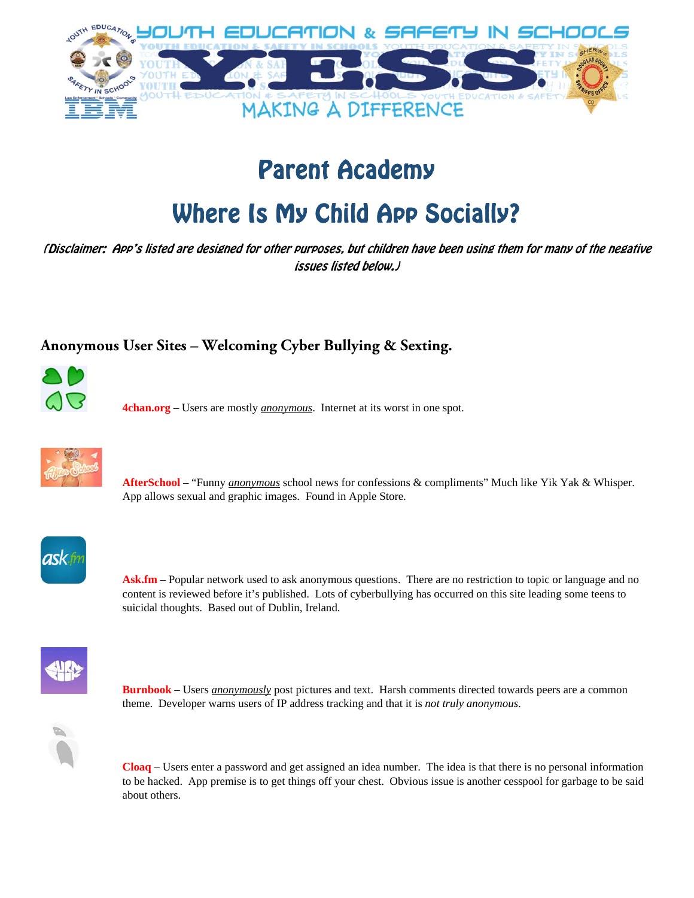# Parent Academy

## Where Is My Child App Socially?

*(Disclaimer: App's listed are designed for other purposes, but children have been using them for many of the negative issues listed below.)*

### Anonymous User Sites – Welcoming Cyber Bullying & Sexting.

**4chan.org** – Users are mostly *anonymous*. Internet at its worst in one spot.

**AfterSchool** – "Funny *anonymous* school news for confessions & compliments" Much like Yik Yak & Whisper. App allows sexual and graphic images. Found in Apple Store.

**Ask.fm** – Popular network used to ask anonymous questions. There are no restriction to topic or language and no content is reviewed before it's published. Lots of cyberbullying has occurred on this site leading some teens to suicidal thoughts. Based out of Dublin, Ireland.

**Burnbook** – Users *anonymously* post pictures and text. Harsh comments directed towards peers are a common theme. Developer warns users of IP address tracking and that it is *not truly anonymous*.

**Cloaq** – Users enter a password and get assigned an idea number. The idea is that there is no personal information to be hacked. App premise is to get things off your chest. Obvious issue is another cesspool for garbage to be said about others.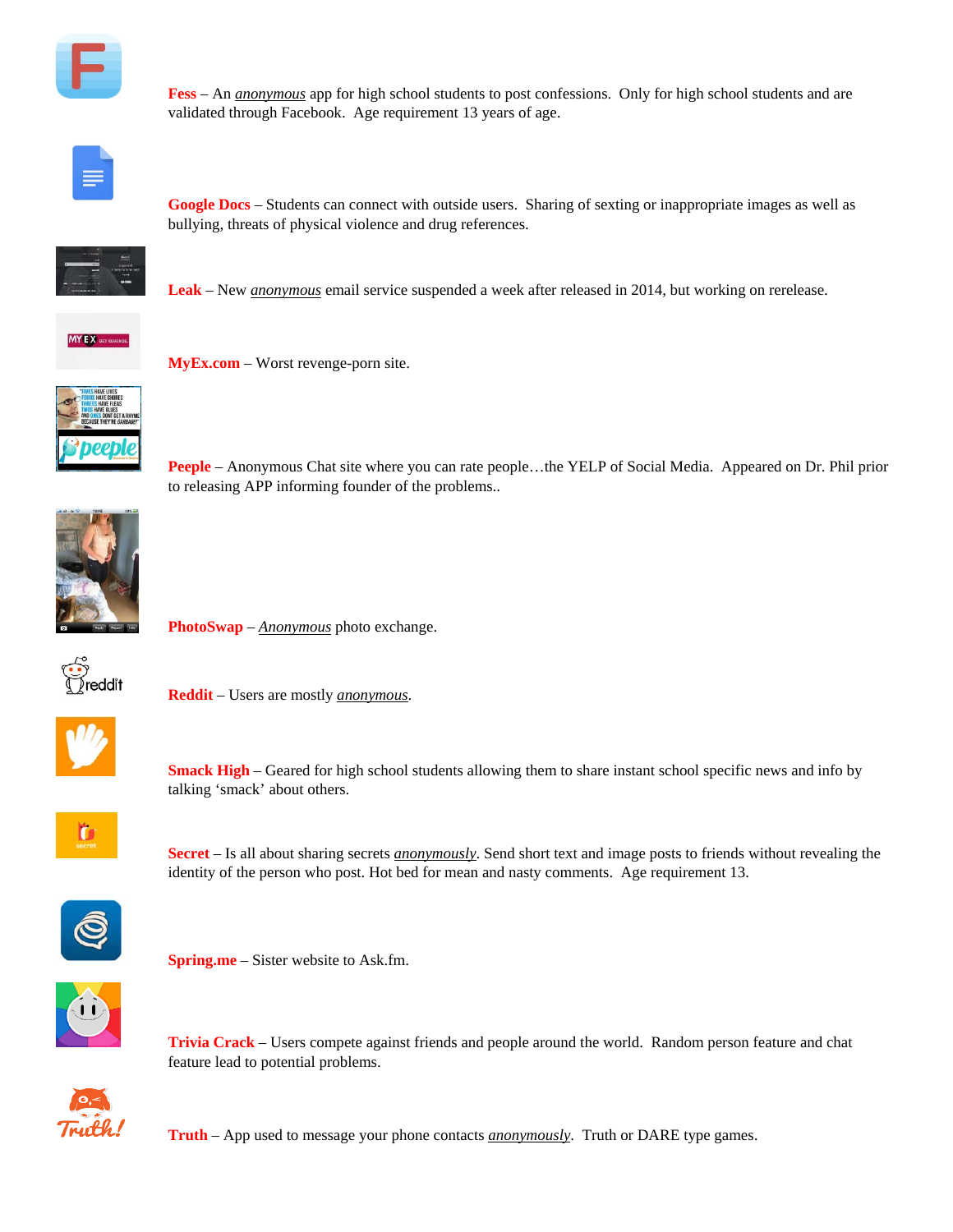**Fess** – An *anonymous* app for high school students to post confessions. Only for high school students and are validated through Facebook. Age requirement 13 years of age.

**Google Docs** – Students can connect with outside users. Sharing of sexting or inappropriate images as well as bullying, threats of physical violence and drug references.

**Leak** – New *anonymous* email service suspended a week after released in 2014, but working on rerelease.

**MyEx.com** – Worst revenge-porn site.

**Peeple** – Anonymous Chat site where you can rate people…the YELP of Social Media. Appeared on Dr. Phil prior to releasing APP informing founder of the problems..

**PhotoSwap** – *Anonymous* photo exchange.

**Reddit** – Users are mostly *anonymous*.

**Smack High** – Geared for high school students allowing them to share instant school specific news and info by talking 'smack' about others.

**Secret** – Is all about sharing secrets *anonymously*. Send short text and image posts to friends without revealing the identity of the person who post. Hot bed for mean and nasty comments. Age requirement 13.

**Spring.me** – Sister website to Ask.fm.

**Trivia Crack** – Users compete against friends and people around the world. Random person feature and chat feature lead to potential problems.

**Truth** – App used to message your phone contacts *anonymously*. Truth or DARE type games.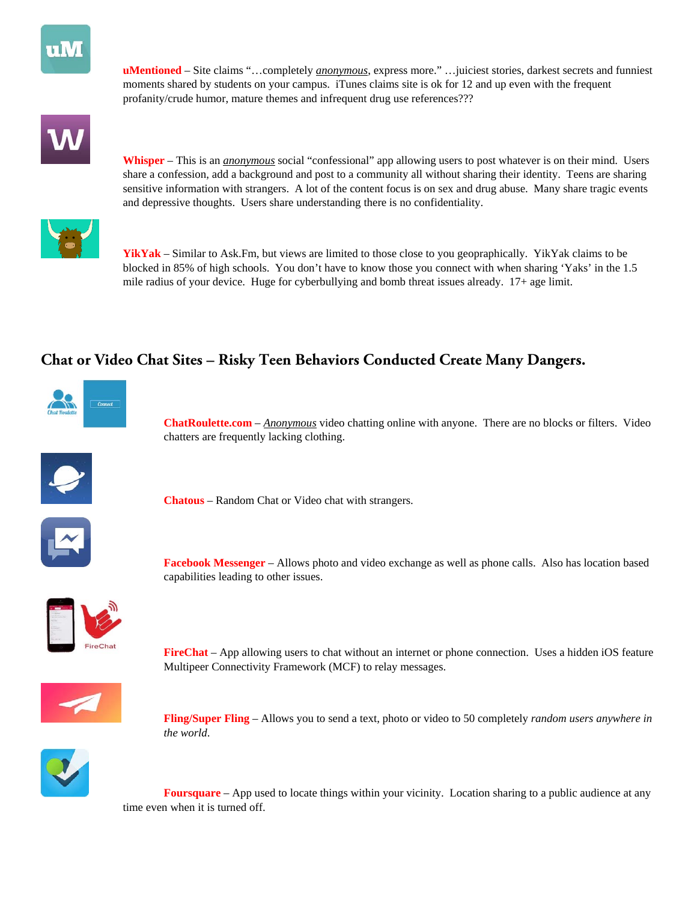**uMentioned** – Site claims "…completely *anonymous*, express more." …juiciest stories, darkest secrets and funniest moments shared by students on your campus. iTunes claims site is ok for 12 and up even with the frequent profanity/crude humor, mature themes and infrequent drug use references???

**Whisper** – This is an *anonymous* social "confessional" app allowing users to post whatever is on their mind. Users share a confession, add a background and post to a community all without sharing their identity. Teens are sharing sensitive information with strangers. A lot of the content focus is on sex and drug abuse. Many share tragic events and depressive thoughts. Users share understanding there is no confidentiality.

**YikYak** – Similar to Ask.Fm, but views are limited to those close to you geopraphically. YikYak claims to be blocked in 85% of high schools. You don't have to know those you connect with when sharing 'Yaks' in the 1.5 mile radius of your device. Huge for cyberbullying and bomb threat issues already. 17+ age limit.

## Chat or Video Chat Sites – Risky Teen Behaviors Conducted Create Many Dangers.

**ChatRoulette.com** – *Anonymous* video chatting online with anyone. There are no blocks or filters. Video chatters are frequently lacking clothing.

**Chatous** – Random Chat or Video chat with strangers.

**Facebook Messenger** – Allows photo and video exchange as well as phone calls. Also has location based capabilities leading to other issues.

**FireChat** – App allowing users to chat without an internet or phone connection. Uses a hidden iOS feature Multipeer Connectivity Framework (MCF) to relay messages.

**Fling/Super Fling** – Allows you to send a text, photo or video to 50 completely *random users anywhere in the world*.

**Foursquare** – App used to locate things within your vicinity. Location sharing to a public audience at any time even when it is turned off.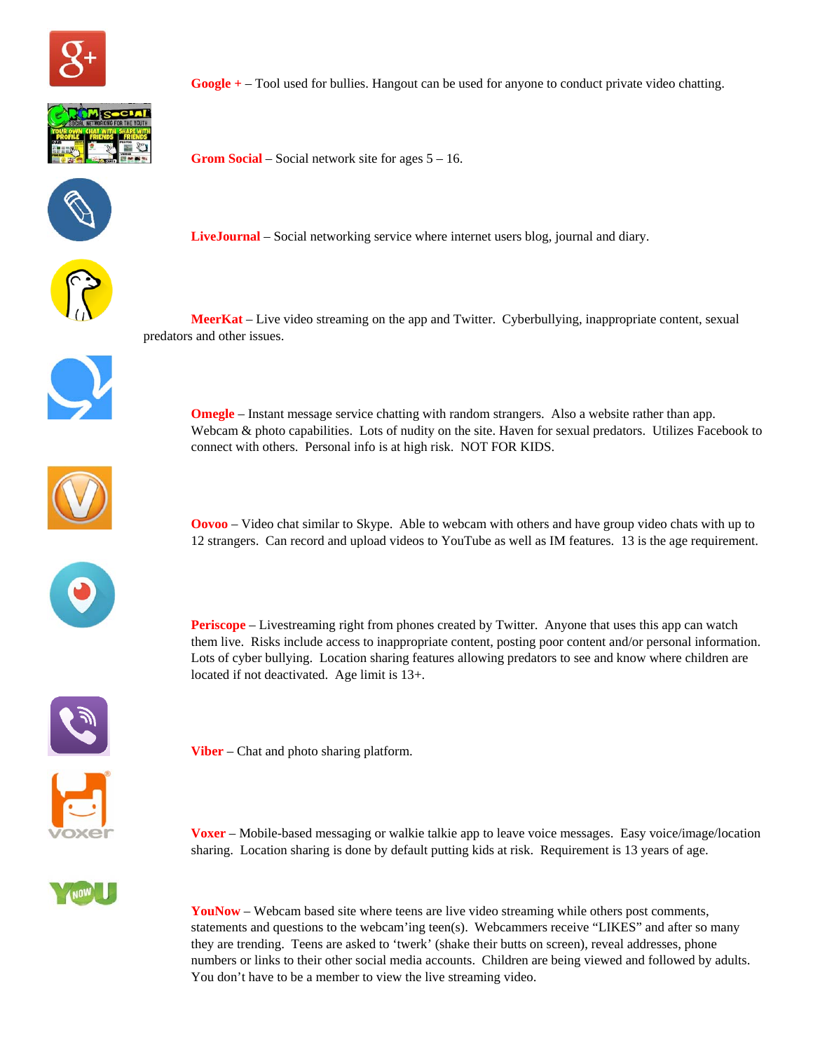**Google +** – Tool used for bullies. Hangout can be used for anyone to conduct private video chatting.

**Grom Social** – Social network site for ages 5 – 16.

**LiveJournal** – Social networking service where internet users blog, journal and diary.

**MeerKat** – Live video streaming on the app and Twitter. Cyberbullying, inappropriate content, sexual predators and other issues.

**Omegle** – Instant message service chatting with random strangers. Also a website rather than app. Webcam & photo capabilities. Lots of nudity on the site. Haven for sexual predators. Utilizes Facebook to connect with others. Personal info is at high risk. NOT FOR KIDS.

**Oovoo** – Video chat similar to Skype. Able to webcam with others and have group video chats with up to 12 strangers. Can record and upload videos to YouTube as well as IM features. 13 is the age requirement.

**Periscope** – Livestreaming right from phones created by Twitter. Anyone that uses this app can watch them live. Risks include access to inappropriate content, posting poor content and/or personal information. Lots of cyber bullying. Location sharing features allowing predators to see and know where children are located if not deactivated. Age limit is 13+.

**Viber** – Chat and photo sharing platform.

**Voxer** – Mobile-based messaging or walkie talkie app to leave voice messages. Easy voice/image/location sharing. Location sharing is done by default putting kids at risk. Requirement is 13 years of age.

**YouNow** – Webcam based site where teens are live video streaming while others post comments, statements and questions to the webcam'ing teen(s). Webcammers receive "LIKES" and after so many they are trending. Teens are asked to 'twerk' (shake their butts on screen), reveal addresses, phone numbers or links to their other social media accounts. Children are being viewed and followed by adults. You don't have to be a member to view the live streaming video.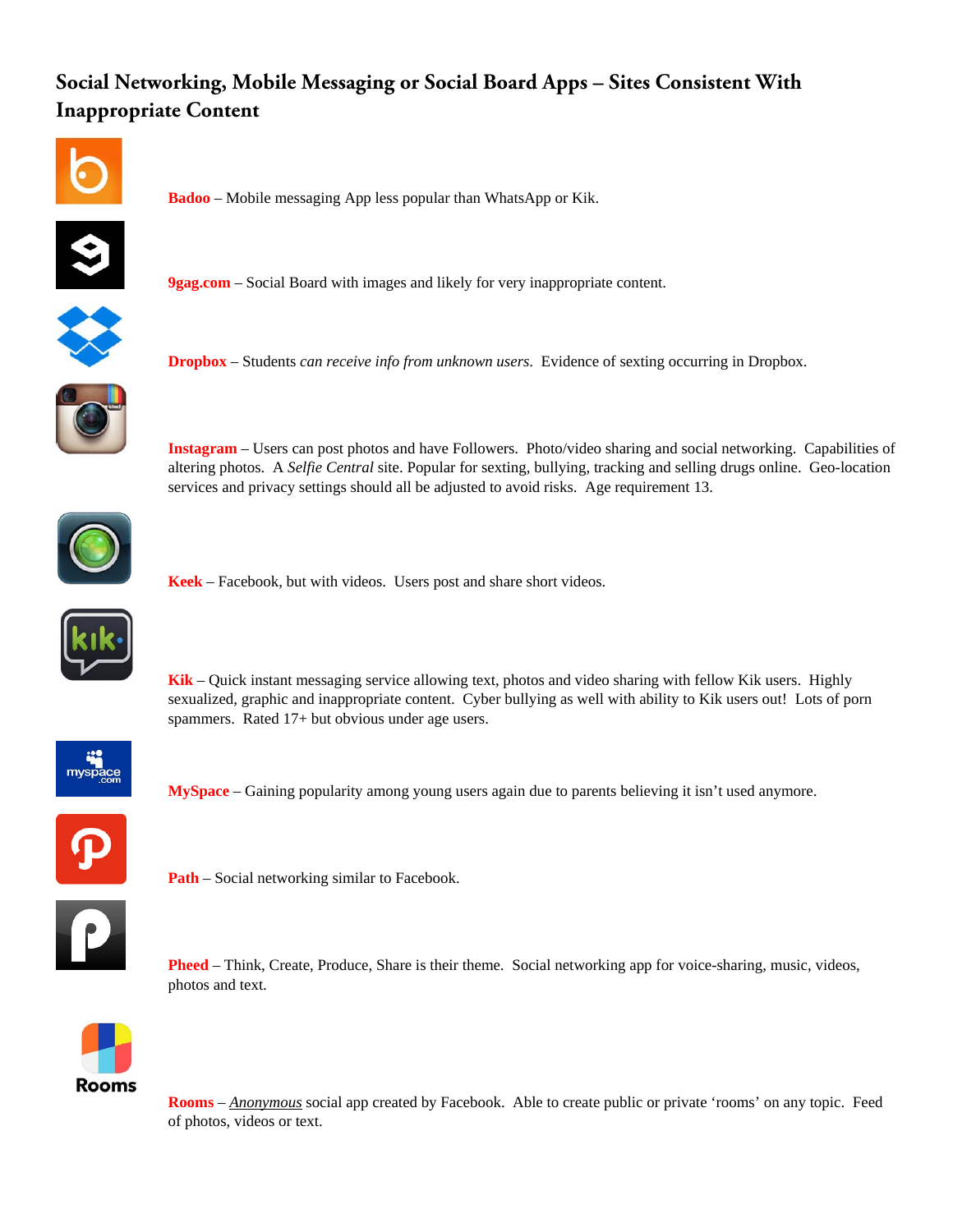## Social Networking, Mobile Messaging or Social Board Apps – Sites Consistent With Inappropriate Content

**Badoo** – Mobile messaging App less popular than WhatsApp or Kik.

**9gag.com** – Social Board with images and likely for very inappropriate content.

**Dropbox** – Students *can receive info from unknown users*. Evidence of sexting occurring in Dropbox.

**Instagram** – Users can post photos and have Followers. Photo/video sharing and social networking. Capabilities of altering photos. A *Selfie Central* site. Popular for sexting, bullying, tracking and selling drugs online. Geo-location services and privacy settings should all be adjusted to avoid risks. Age requirement 13.

**Keek** – Facebook, but with videos. Users post and share short videos.

**Kik** – Quick instant messaging service allowing text, photos and video sharing with fellow Kik users. Highly sexualized, graphic and inappropriate content. Cyber bullying as well with ability to Kik users out! Lots of porn spammers. Rated 17+ but obvious under age users.

**MySpace** – Gaining popularity among young users again due to parents believing it isn't used anymore.

**Path** – Social networking similar to Facebook.

**Pheed** – Think, Create, Produce, Share is their theme. Social networking app for voice-sharing, music, videos, photos and text.

**Rooms** – *Anonymous* social app created by Facebook. Able to create public or private 'rooms' on any topic. Feed of photos, videos or text.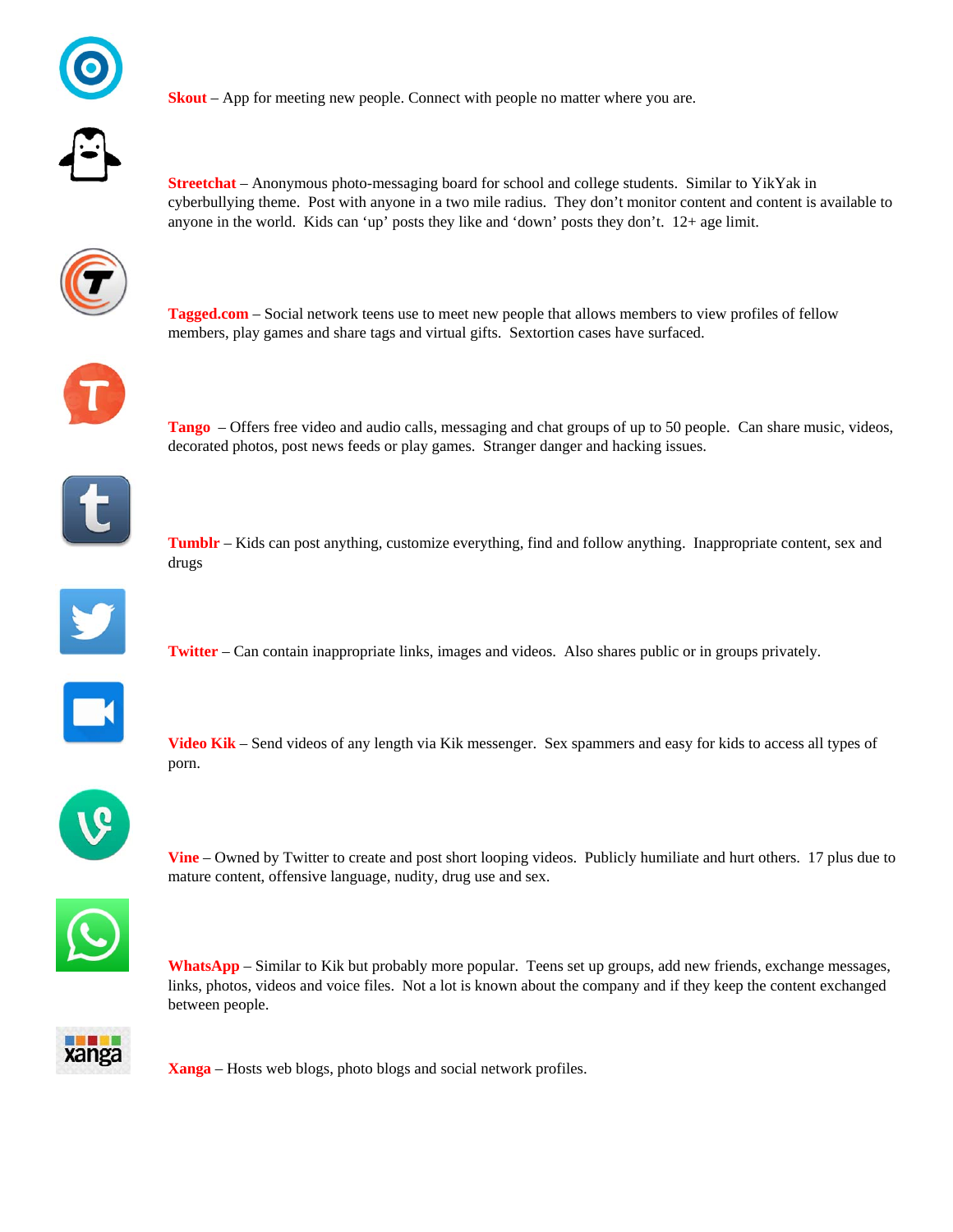**Skout** – App for meeting new people. Connect with people no matter where you are.

**Streetchat** – Anonymous photo-messaging board for school and college students. Similar to YikYak in cyberbullying theme. Post with anyone in a two mile radius. They don't monitor content and content is available to anyone in the world. Kids can 'up' posts they like and 'down' posts they don't. 12+ age limit.

**Tagged.com** – Social network teens use to meet new people that allows members to view profiles of fellow members, play games and share tags and virtual gifts. Sextortion cases have surfaced.

**Tango** – Offers free video and audio calls, messaging and chat groups of up to 50 people. Can share music, videos, decorated photos, post news feeds or play games. Stranger danger and hacking issues.

**Tumblr** – Kids can post anything, customize everything, find and follow anything. Inappropriate content, sex and drugs

**Twitter** – Can contain inappropriate links, images and videos. Also shares public or in groups privately.

**Video Kik** – Send videos of any length via Kik messenger. Sex spammers and easy for kids to access all types of porn.

**Vine** – Owned by Twitter to create and post short looping videos. Publicly humiliate and hurt others. 17 plus due to mature content, offensive language, nudity, drug use and sex.

**WhatsApp** – Similar to Kik but probably more popular. Teens set up groups, add new friends, exchange messages, links, photos, videos and voice files. Not a lot is known about the company and if they keep the content exchanged between people.

**Xanga** – Hosts web blogs, photo blogs and social network profiles.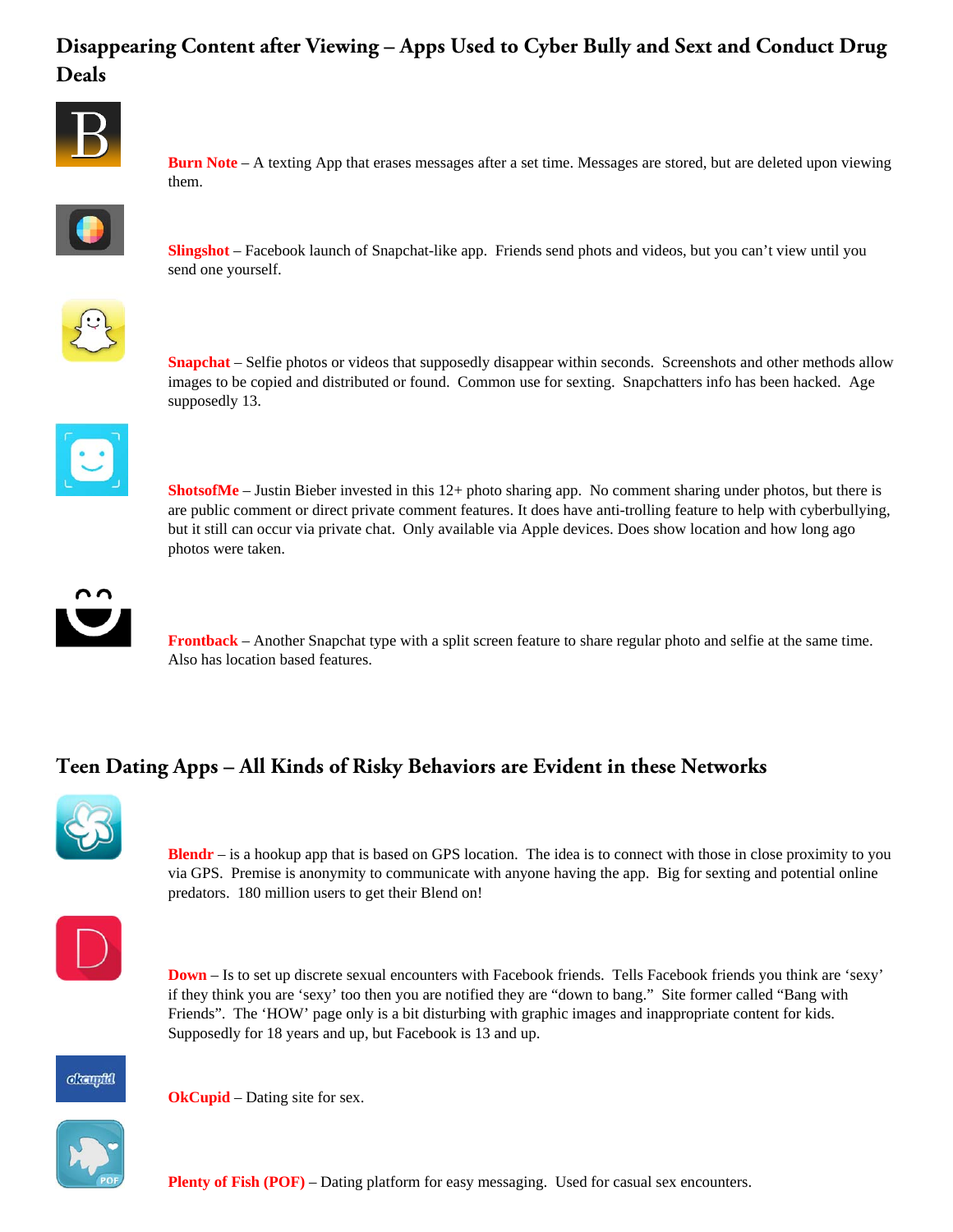## Disappearing Content after Viewing – Apps Used to Cyber Bully and Sext and Conduct Drug Deals

**Burn Note** – A texting App that erases messages after a set time. Messages are stored, but are deleted upon viewing them.

**Slingshot** – Facebook launch of Snapchat-like app. Friends send phots and videos, but you can't view until you send one yourself.

**Snapchat** – Selfie photos or videos that supposedly disappear within seconds. Screenshots and other methods allow images to be copied and distributed or found. Common use for sexting. Snapchatters info has been hacked. Age supposedly 13.

**ShotsofMe** – Justin Bieber invested in this 12+ photo sharing app. No comment sharing under photos, but there is are public comment or direct private comment features. It does have anti-trolling feature to help with cyberbullying, but it still can occur via private chat. Only available via Apple devices. Does show location and how long ago photos were taken.

**Frontback** – Another Snapchat type with a split screen feature to share regular photo and selfie at the same time. Also has location based features.

## Teen Dating Apps – All Kinds of Risky Behaviors are Evident in these Networks

**Blendr** – is a hookup app that is based on GPS location. The idea is to connect with those in close proximity to you via GPS. Premise is anonymity to communicate with anyone having the app. Big for sexting and potential online predators. 180 million users to get their Blend on!

**Down** – Is to set up discrete sexual encounters with Facebook friends. Tells Facebook friends you think are 'sexy' if they think you are 'sexy' too then you are notified they are "down to bang." Site former called "Bang with Friends". The 'HOW' page only is a bit disturbing with graphic images and inappropriate content for kids. Supposedly for 18 years and up, but Facebook is 13 and up.

**OkCupid** – Dating site for sex.

**Plenty of Fish (POF)** – Dating platform for easy messaging. Used for casual sex encounters.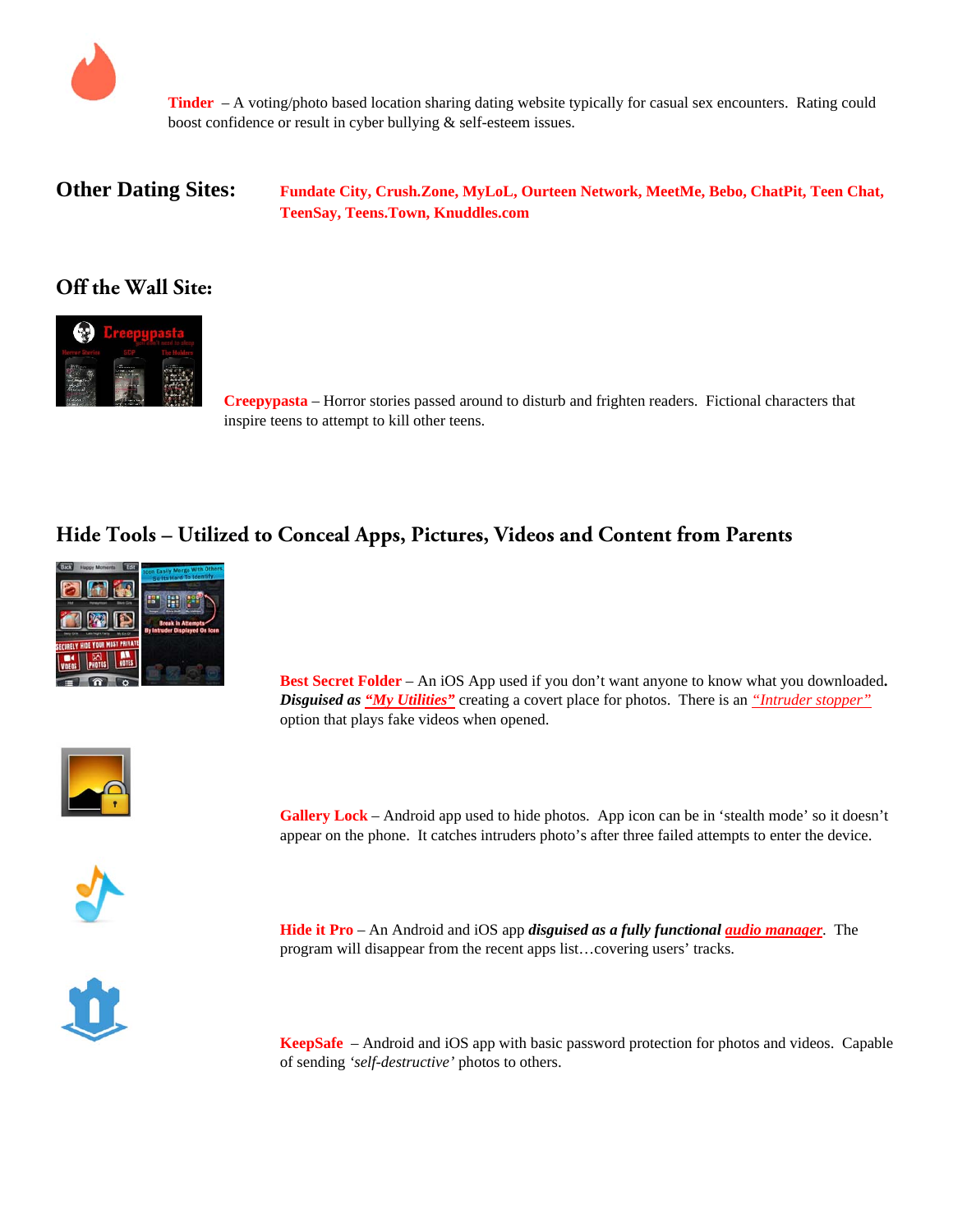**Tinder** – A voting/photo based location sharing dating website typically for casual sex encounters. Rating could boost confidence or result in cyber bullying & self-esteem issues.

## Other Dating Sites:

**Fundate City, Crush.Zone, MyLoL, Ourteen Network, MeetMe, Bebo, ChatPit, Teen Chat, TeenSay, Teens.Town, Knuddles.com**

## Off the Wall Site:

**Creepypasta** – Horror stories passed around to disturb and frighten readers. Fictional characters that inspire teens to attempt to kill other teens.

## Hide Tools – Utilized to Conceal Apps, Pictures, Videos and Content from Parents

**Best Secret Folder** – An iOS App used if you don't want anyone to know what you downloaded. ***Disguised as "My Utilities"*** creating a covert place for photos. There is an *"Intruder stopper"* option that plays fake videos when opened.

**Gallery Lock** – Android app used to hide photos. App icon can be in 'stealth mode' so it doesn't appear on the phone. It catches intruders photo's after three failed attempts to enter the device.

**Hide it Pro** – An Android and iOS app ***disguised as a fully functional audio manager***. The program will disappear from the recent apps list…covering users' tracks.

**KeepSafe** – Android and iOS app with basic password protection for photos and videos. Capable of sending *'self-destructive'* photos to others.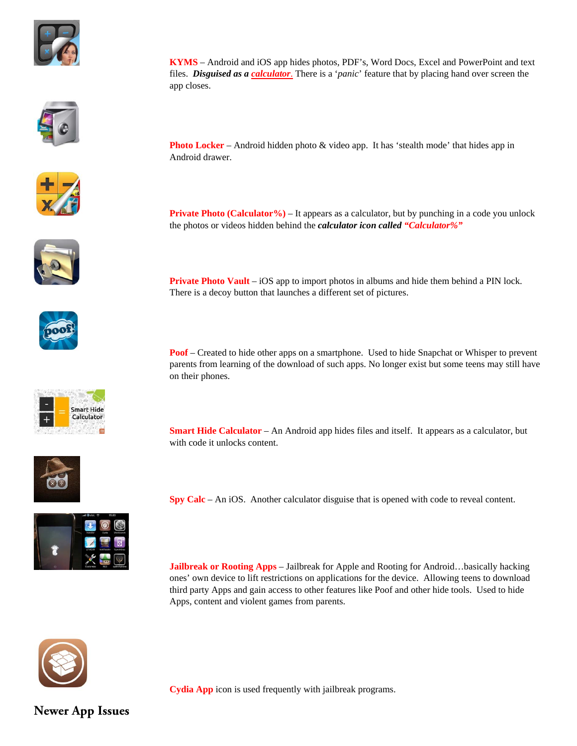**KYMS** – Android and iOS app hides photos, PDF's, Word Docs, Excel and PowerPoint and text files. ***Disguised as a calculator***. There is a '*panic*' feature that by placing hand over screen the app closes.

**Photo Locker** – Android hidden photo & video app. It has 'stealth mode' that hides app in Android drawer.

**Private Photo (Calculator%)** – It appears as a calculator, but by punching in a code you unlock the photos or videos hidden behind the ***calculator icon called "Calculator%"***

**Private Photo Vault** – iOS app to import photos in albums and hide them behind a PIN lock. There is a decoy button that launches a different set of pictures.

**Poof** – Created to hide other apps on a smartphone. Used to hide Snapchat or Whisper to prevent parents from learning of the download of such apps. No longer exist but some teens may still have on their phones.

**Smart Hide Calculator** – An Android app hides files and itself. It appears as a calculator, but with code it unlocks content.

**Spy Calc** – An iOS. Another calculator disguise that is opened with code to reveal content.

**Jailbreak or Rooting Apps** – Jailbreak for Apple and Rooting for Android…basically hacking ones' own device to lift restrictions on applications for the device. Allowing teens to download third party Apps and gain access to other features like Poof and other hide tools. Used to hide Apps, content and violent games from parents.

**Cydia App** icon is used frequently with jailbreak programs.

## Newer App Issues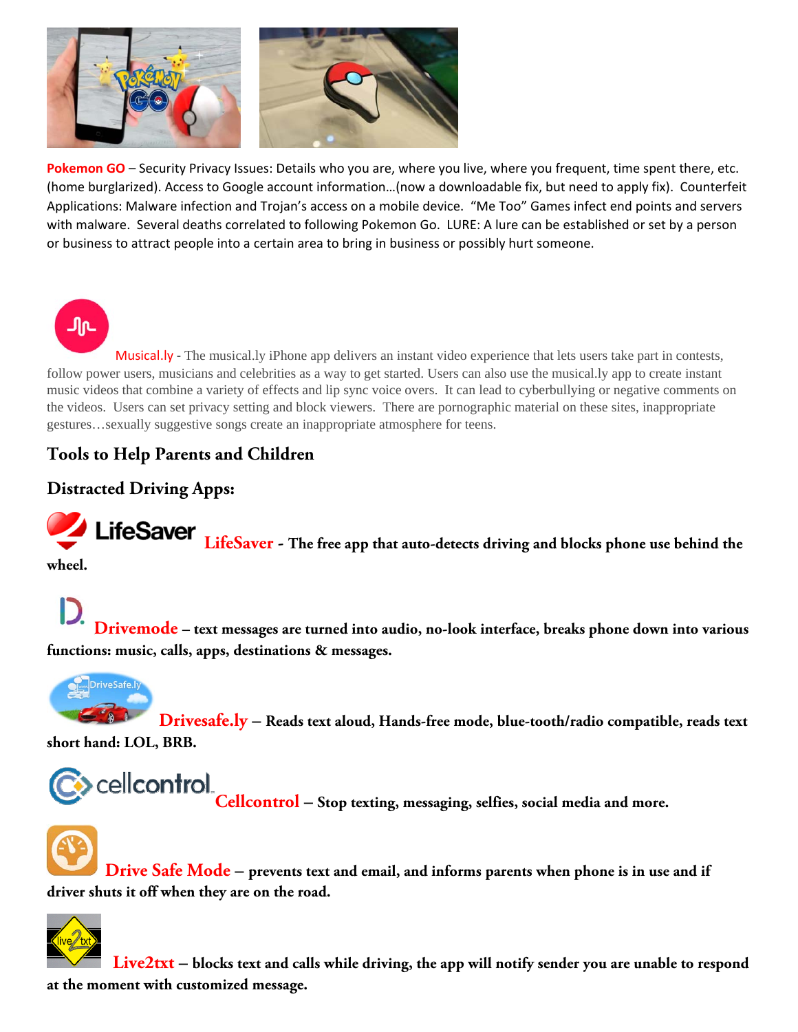**Pokemon GO** – Security Privacy Issues: Details who you are, where you live, where you frequent, time spent there, etc. (home burglarized). Access to Google account information…(now a downloadable fix, but need to apply fix). Counterfeit Applications: Malware infection and Trojan's access on a mobile device. "Me Too" Games infect end points and servers with malware. Several deaths correlated to following Pokemon Go. LURE: A lure can be established or set by a person or business to attract people into a certain area to bring in business or possibly hurt someone.

**Musical.ly** - The musical.ly iPhone app delivers an instant video experience that lets users take part in contests, follow power users, musicians and celebrities as a way to get started. Users can also use the musical.ly app to create instant music videos that combine a variety of effects and lip sync voice overs. It can lead to cyberbullying or negative comments on the videos. Users can set privacy setting and block viewers. There are pornographic material on these sites, inappropriate gestures…sexually suggestive songs create an inappropriate atmosphere for teens.

## Tools to Help Parents and Children

## Distracted Driving Apps:

**LifeSaver - The free app that auto-detects driving and blocks phone use behind the wheel.**

**Drivemode – text messages are turned into audio, no-look interface, breaks phone down into various functions: music, calls, apps, destinations & messages.**

**Drivesafe.ly – Reads text aloud, Hands-free mode, blue-tooth/radio compatible, reads text short hand: LOL, BRB.**

**Cellcontrol – Stop texting, messaging, selfies, social media and more.**

**Drive Safe Mode – prevents text and email, and informs parents when phone is in use and if driver shuts it off when they are on the road.**

**Live2txt – blocks text and calls while driving, the app will notify sender you are unable to respond at the moment with customized message.**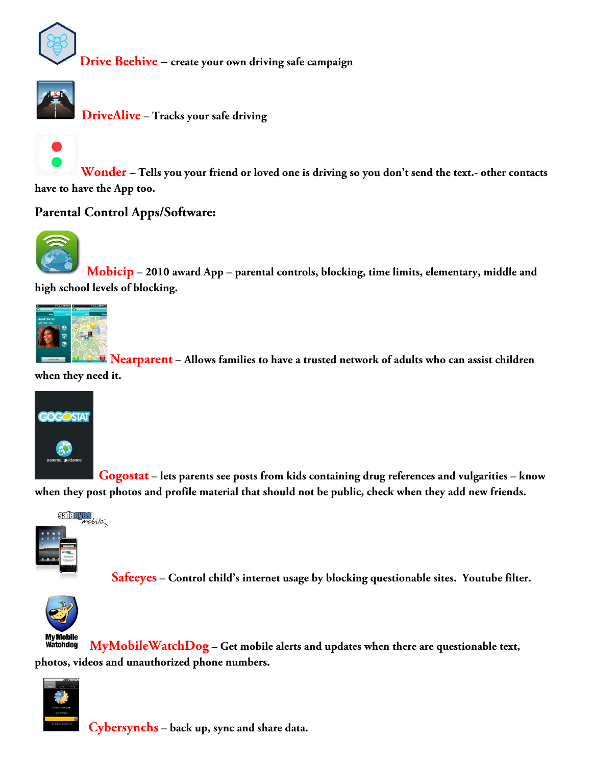**Drive Beehive** – create your own driving safe campaign

**DriveAlive** – Tracks your safe driving

**Wonder** – Tells you your friend or loved one is driving so you don't send the text.- other contacts have to have the App too.

### Parental Control Apps/Software:

**Mobicip** – 2010 award App – parental controls, blocking, time limits, elementary, middle and high school levels of blocking.

**Nearparent** – Allows families to have a trusted network of adults who can assist children when they need it.

**Gogostat** – lets parents see posts from kids containing drug references and vulgarities – know when they post photos and profile material that should not be public, check when they add new friends.

**Safeeyes** – Control child's internet usage by blocking questionable sites. Youtube filter.

**MyMobileWatchDog** – Get mobile alerts and updates when there are questionable text, photos, videos and unauthorized phone numbers.

**Cybersynchs** – back up, sync and share data.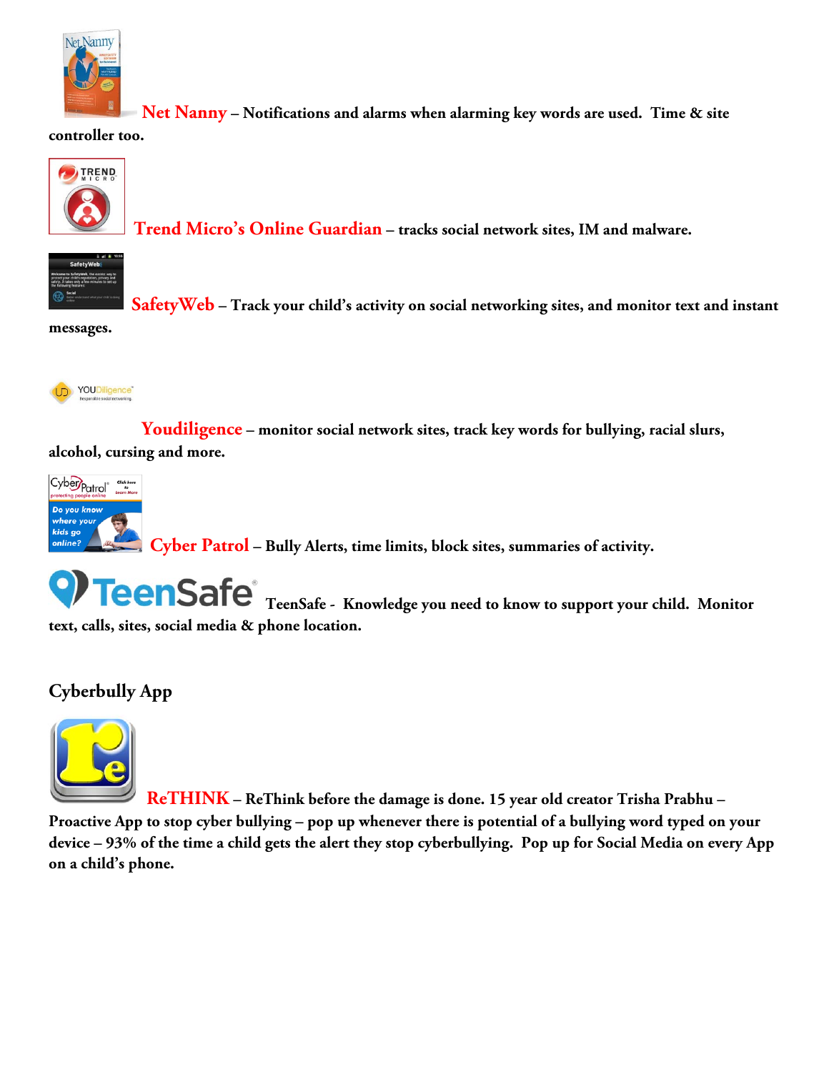**Net Nanny** – Notifications and alarms when alarming key words are used. Time & site controller too.

**Trend Micro's Online Guardian** – tracks social network sites, IM and malware.

**SafetyWeb** – Track your child's activity on social networking sites, and monitor text and instant messages.

**Youdiligence** – monitor social network sites, track key words for bullying, racial slurs, alcohol, cursing and more.

**Cyber Patrol** – Bully Alerts, time limits, block sites, summaries of activity.

**TeenSafe** - Knowledge you need to know to support your child. Monitor text, calls, sites, social media & phone location.

## Cyberbully App

**ReTHINK** – ReThink before the damage is done. 15 year old creator Trisha Prabhu – Proactive App to stop cyber bullying – pop up whenever there is potential of a bullying word typed on your device – 93% of the time a child gets the alert they stop cyberbullying. Pop up for Social Media on every App on a child's phone.